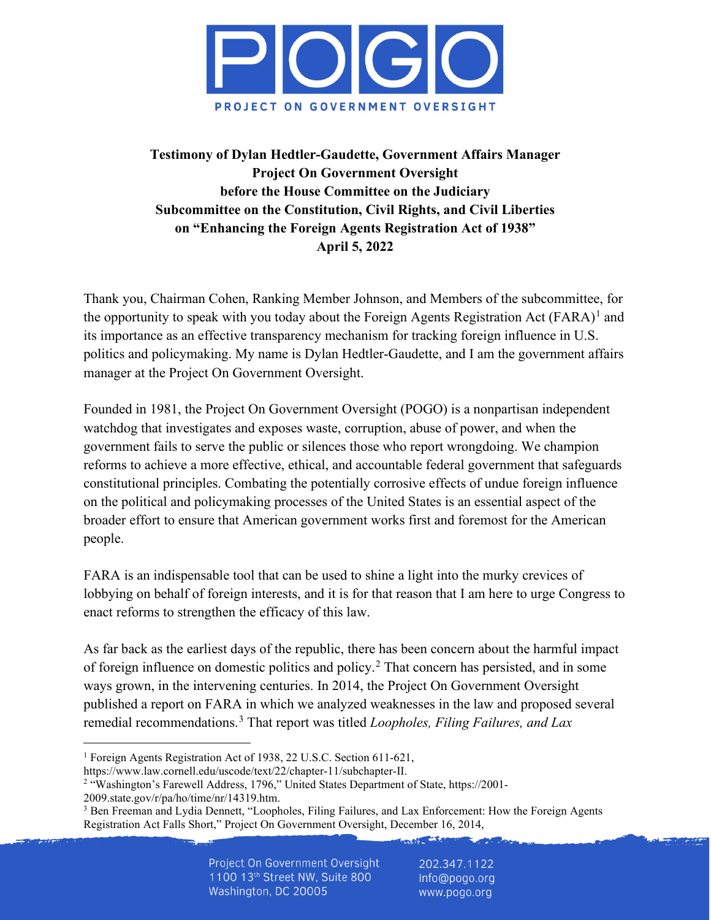**Testimony of Dylan Hedtler-Gaudette, Government Affairs Manager**
**Project On Government Oversight**
**before the House Committee on the Judiciary**
**Subcommittee on the Constitution, Civil Rights, and Civil Liberties**
**on "Enhancing the Foreign Agents Registration Act of 1938"**
**April 5, 2022**

Thank you, Chairman Cohen, Ranking Member Johnson, and Members of the subcommittee, for the opportunity to speak with you today about the Foreign Agents Registration Act (FARA)[1] and its importance as an effective transparency mechanism for tracking foreign influence in U.S. politics and policymaking. My name is Dylan Hedtler-Gaudette, and I am the government affairs manager at the Project On Government Oversight.

Founded in 1981, the Project On Government Oversight (POGO) is a nonpartisan independent watchdog that investigates and exposes waste, corruption, abuse of power, and when the government fails to serve the public or silences those who report wrongdoing. We champion reforms to achieve a more effective, ethical, and accountable federal government that safeguards constitutional principles. Combating the potentially corrosive effects of undue foreign influence on the political and policymaking processes of the United States is an essential aspect of the broader effort to ensure that American government works first and foremost for the American people.

FARA is an indispensable tool that can be used to shine a light into the murky crevices of lobbying on behalf of foreign interests, and it is for that reason that I am here to urge Congress to enact reforms to strengthen the efficacy of this law.

As far back as the earliest days of the republic, there has been concern about the harmful impact of foreign influence on domestic politics and policy.[2] That concern has persisted, and in some ways grown, in the intervening centuries. In 2014, the Project On Government Oversight published a report on FARA in which we analyzed weaknesses in the law and proposed several remedial recommendations.[3] That report was titled *Loopholes, Filing Failures, and Lax*

---

[1] Foreign Agents Registration Act of 1938, 22 U.S.C. Section 611-621, https://www.law.cornell.edu/uscode/text/22/chapter-11/subchapter-II.

[2] "Washington's Farewell Address, 1796," United States Department of State, https://2001-2009.state.gov/r/pa/ho/time/nr/14319.htm.

[3] Ben Freeman and Lydia Dennett, "Loopholes, Filing Failures, and Lax Enforcement: How the Foreign Agents Registration Act Falls Short," Project On Government Oversight, December 16, 2014,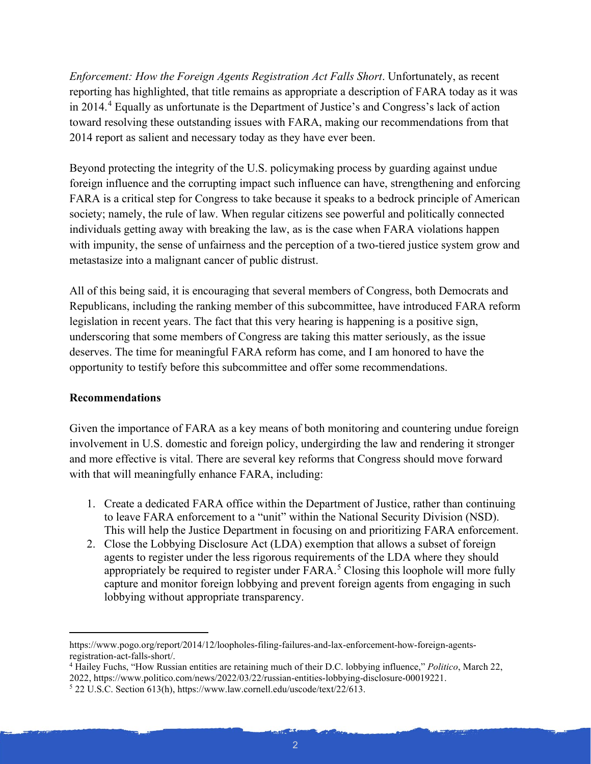*Enforcement: How the Foreign Agents Registration Act Falls Short*. Unfortunately, as recent reporting has highlighted, that title remains as appropriate a description of FARA today as it was in 2014.[4] Equally as unfortunate is the Department of Justice's and Congress's lack of action toward resolving these outstanding issues with FARA, making our recommendations from that 2014 report as salient and necessary today as they have ever been.

Beyond protecting the integrity of the U.S. policymaking process by guarding against undue foreign influence and the corrupting impact such influence can have, strengthening and enforcing FARA is a critical step for Congress to take because it speaks to a bedrock principle of American society; namely, the rule of law. When regular citizens see powerful and politically connected individuals getting away with breaking the law, as is the case when FARA violations happen with impunity, the sense of unfairness and the perception of a two-tiered justice system grow and metastasize into a malignant cancer of public distrust.

All of this being said, it is encouraging that several members of Congress, both Democrats and Republicans, including the ranking member of this subcommittee, have introduced FARA reform legislation in recent years. The fact that this very hearing is happening is a positive sign, underscoring that some members of Congress are taking this matter seriously, as the issue deserves. The time for meaningful FARA reform has come, and I am honored to have the opportunity to testify before this subcommittee and offer some recommendations.

**Recommendations**

Given the importance of FARA as a key means of both monitoring and countering undue foreign involvement in U.S. domestic and foreign policy, undergirding the law and rendering it stronger and more effective is vital. There are several key reforms that Congress should move forward with that will meaningfully enhance FARA, including:

1. Create a dedicated FARA office within the Department of Justice, rather than continuing to leave FARA enforcement to a "unit" within the National Security Division (NSD). This will help the Justice Department in focusing on and prioritizing FARA enforcement.
2. Close the Lobbying Disclosure Act (LDA) exemption that allows a subset of foreign agents to register under the less rigorous requirements of the LDA where they should appropriately be required to register under FARA.[5] Closing this loophole will more fully capture and monitor foreign lobbying and prevent foreign agents from engaging in such lobbying without appropriate transparency.

---

https://www.pogo.org/report/2014/12/loopholes-filing-failures-and-lax-enforcement-how-foreign-agents-registration-act-falls-short/.

[4] Hailey Fuchs, "How Russian entities are retaining much of their D.C. lobbying influence," *Politico*, March 22, 2022, https://www.politico.com/news/2022/03/22/russian-entities-lobbying-disclosure-00019221.

[5] 22 U.S.C. Section 613(h), https://www.law.cornell.edu/uscode/text/22/613.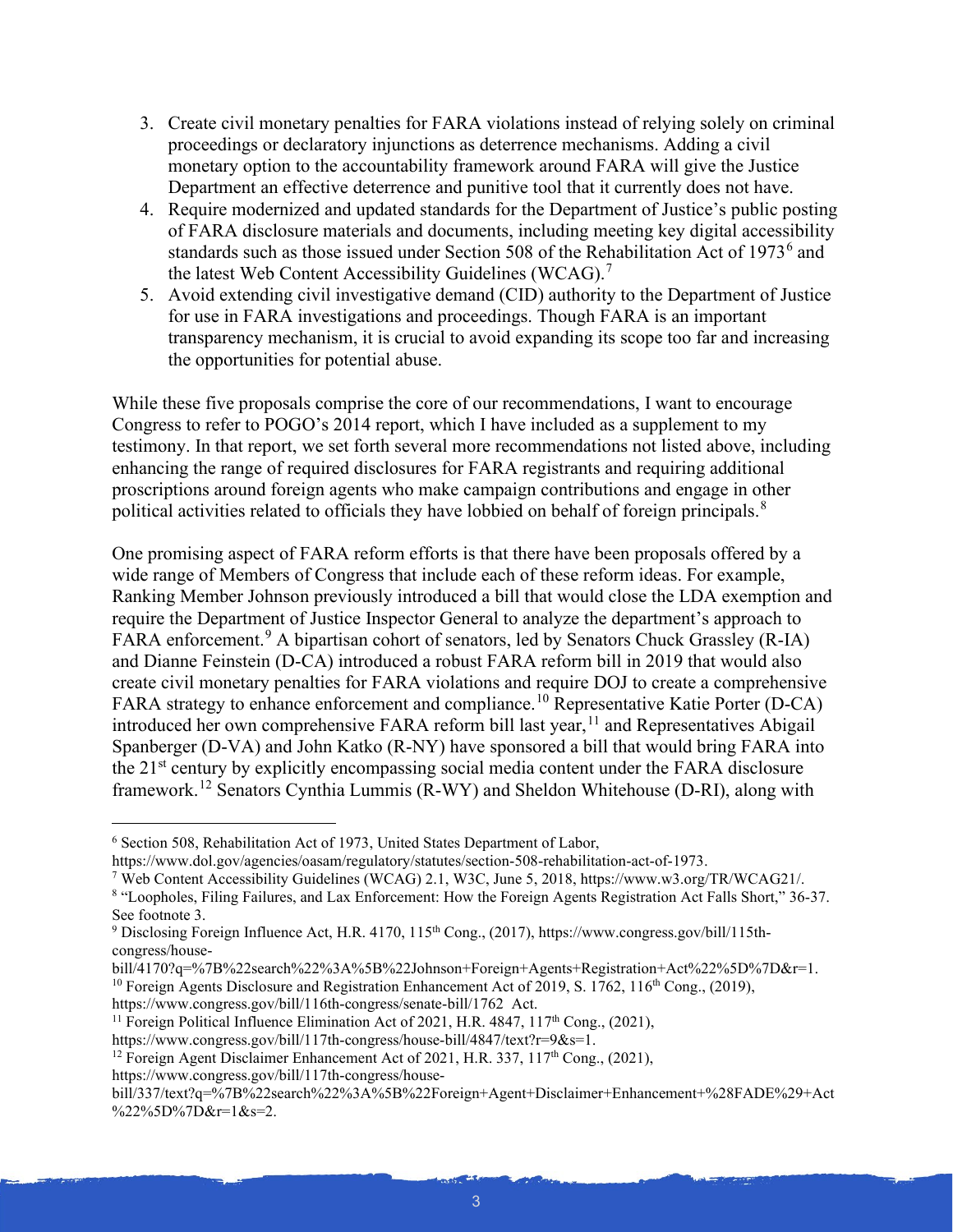3. Create civil monetary penalties for FARA violations instead of relying solely on criminal proceedings or declaratory injunctions as deterrence mechanisms. Adding a civil monetary option to the accountability framework around FARA will give the Justice Department an effective deterrence and punitive tool that it currently does not have.
4. Require modernized and updated standards for the Department of Justice's public posting of FARA disclosure materials and documents, including meeting key digital accessibility standards such as those issued under Section 508 of the Rehabilitation Act of 1973[6] and the latest Web Content Accessibility Guidelines (WCAG).[7]
5. Avoid extending civil investigative demand (CID) authority to the Department of Justice for use in FARA investigations and proceedings. Though FARA is an important transparency mechanism, it is crucial to avoid expanding its scope too far and increasing the opportunities for potential abuse.

While these five proposals comprise the core of our recommendations, I want to encourage Congress to refer to POGO's 2014 report, which I have included as a supplement to my testimony. In that report, we set forth several more recommendations not listed above, including enhancing the range of required disclosures for FARA registrants and requiring additional proscriptions around foreign agents who make campaign contributions and engage in other political activities related to officials they have lobbied on behalf of foreign principals.[8]

One promising aspect of FARA reform efforts is that there have been proposals offered by a wide range of Members of Congress that include each of these reform ideas. For example, Ranking Member Johnson previously introduced a bill that would close the LDA exemption and require the Department of Justice Inspector General to analyze the department's approach to FARA enforcement.[9] A bipartisan cohort of senators, led by Senators Chuck Grassley (R-IA) and Dianne Feinstein (D-CA) introduced a robust FARA reform bill in 2019 that would also create civil monetary penalties for FARA violations and require DOJ to create a comprehensive FARA strategy to enhance enforcement and compliance.[10] Representative Katie Porter (D-CA) introduced her own comprehensive FARA reform bill last year,[11] and Representatives Abigail Spanberger (D-VA) and John Katko (R-NY) have sponsored a bill that would bring FARA into the 21st century by explicitly encompassing social media content under the FARA disclosure framework.[12] Senators Cynthia Lummis (R-WY) and Sheldon Whitehouse (D-RI), along with

---

[6] Section 508, Rehabilitation Act of 1973, United States Department of Labor, https://www.dol.gov/agencies/oasam/regulatory/statutes/section-508-rehabilitation-act-of-1973.

[7] Web Content Accessibility Guidelines (WCAG) 2.1, W3C, June 5, 2018, https://www.w3.org/TR/WCAG21/.

[8] "Loopholes, Filing Failures, and Lax Enforcement: How the Foreign Agents Registration Act Falls Short," 36-37. See footnote 3.

[9] Disclosing Foreign Influence Act, H.R. 4170, 115th Cong., (2017), https://www.congress.gov/bill/115th-congress/house-bill/4170?q=%7B%22search%22%3A%5B%22Johnson+Foreign+Agents+Registration+Act%22%5D%7D&r=1.

[10] Foreign Agents Disclosure and Registration Enhancement Act of 2019, S. 1762, 116th Cong., (2019), https://www.congress.gov/bill/116th-congress/senate-bill/1762 Act.

[11] Foreign Political Influence Elimination Act of 2021, H.R. 4847, 117th Cong., (2021), https://www.congress.gov/bill/117th-congress/house-bill/4847/text?r=9&s=1.

[12] Foreign Agent Disclaimer Enhancement Act of 2021, H.R. 337, 117th Cong., (2021), https://www.congress.gov/bill/117th-congress/house-bill/337/text?q=%7B%22search%22%3A%5B%22Foreign+Agent+Disclaimer+Enhancement+%28FADE%29+Act%22%5D%7D&r=1&s=2.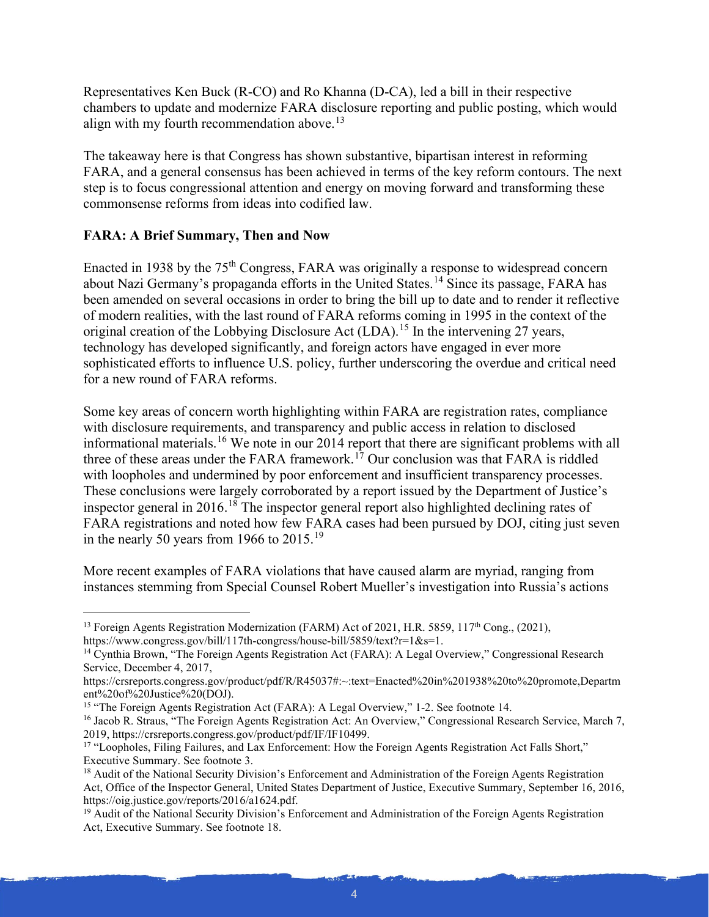Representatives Ken Buck (R-CO) and Ro Khanna (D-CA), led a bill in their respective chambers to update and modernize FARA disclosure reporting and public posting, which would align with my fourth recommendation above.[13]

The takeaway here is that Congress has shown substantive, bipartisan interest in reforming FARA, and a general consensus has been achieved in terms of the key reform contours. The next step is to focus congressional attention and energy on moving forward and transforming these commonsense reforms from ideas into codified law.

**FARA: A Brief Summary, Then and Now**

Enacted in 1938 by the 75th Congress, FARA was originally a response to widespread concern about Nazi Germany's propaganda efforts in the United States.[14] Since its passage, FARA has been amended on several occasions in order to bring the bill up to date and to render it reflective of modern realities, with the last round of FARA reforms coming in 1995 in the context of the original creation of the Lobbying Disclosure Act (LDA).[15] In the intervening 27 years, technology has developed significantly, and foreign actors have engaged in ever more sophisticated efforts to influence U.S. policy, further underscoring the overdue and critical need for a new round of FARA reforms.

Some key areas of concern worth highlighting within FARA are registration rates, compliance with disclosure requirements, and transparency and public access in relation to disclosed informational materials.[16] We note in our 2014 report that there are significant problems with all three of these areas under the FARA framework.[17] Our conclusion was that FARA is riddled with loopholes and undermined by poor enforcement and insufficient transparency processes. These conclusions were largely corroborated by a report issued by the Department of Justice's inspector general in 2016.[18] The inspector general report also highlighted declining rates of FARA registrations and noted how few FARA cases had been pursued by DOJ, citing just seven in the nearly 50 years from 1966 to 2015.[19]

More recent examples of FARA violations that have caused alarm are myriad, ranging from instances stemming from Special Counsel Robert Mueller's investigation into Russia's actions

---

[13] Foreign Agents Registration Modernization (FARM) Act of 2021, H.R. 5859, 117th Cong., (2021), https://www.congress.gov/bill/117th-congress/house-bill/5859/text?r=1&s=1.

[14] Cynthia Brown, "The Foreign Agents Registration Act (FARA): A Legal Overview," Congressional Research Service, December 4, 2017, https://crsreports.congress.gov/product/pdf/R/R45037#:~:text=Enacted%20in%201938%20to%20promote,Department%20of%20Justice%20(DOJ).

[15] "The Foreign Agents Registration Act (FARA): A Legal Overview," 1-2. See footnote 14.

[16] Jacob R. Straus, "The Foreign Agents Registration Act: An Overview," Congressional Research Service, March 7, 2019, https://crsreports.congress.gov/product/pdf/IF/IF10499.

[17] "Loopholes, Filing Failures, and Lax Enforcement: How the Foreign Agents Registration Act Falls Short," Executive Summary. See footnote 3.

[18] Audit of the National Security Division's Enforcement and Administration of the Foreign Agents Registration Act, Office of the Inspector General, United States Department of Justice, Executive Summary, September 16, 2016, https://oig.justice.gov/reports/2016/a1624.pdf.

[19] Audit of the National Security Division's Enforcement and Administration of the Foreign Agents Registration Act, Executive Summary. See footnote 18.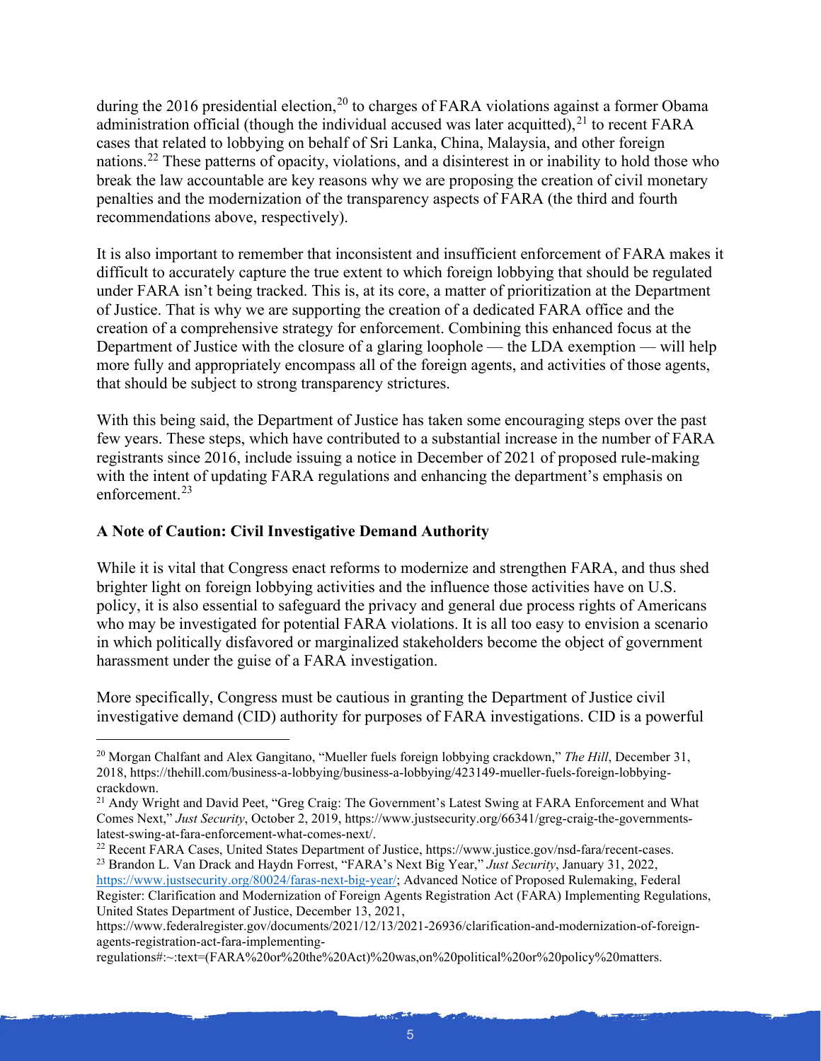during the 2016 presidential election,[20] to charges of FARA violations against a former Obama administration official (though the individual accused was later acquitted),[21] to recent FARA cases that related to lobbying on behalf of Sri Lanka, China, Malaysia, and other foreign nations.[22] These patterns of opacity, violations, and a disinterest in or inability to hold those who break the law accountable are key reasons why we are proposing the creation of civil monetary penalties and the modernization of the transparency aspects of FARA (the third and fourth recommendations above, respectively).

It is also important to remember that inconsistent and insufficient enforcement of FARA makes it difficult to accurately capture the true extent to which foreign lobbying that should be regulated under FARA isn't being tracked. This is, at its core, a matter of prioritization at the Department of Justice. That is why we are supporting the creation of a dedicated FARA office and the creation of a comprehensive strategy for enforcement. Combining this enhanced focus at the Department of Justice with the closure of a glaring loophole — the LDA exemption — will help more fully and appropriately encompass all of the foreign agents, and activities of those agents, that should be subject to strong transparency strictures.

With this being said, the Department of Justice has taken some encouraging steps over the past few years. These steps, which have contributed to a substantial increase in the number of FARA registrants since 2016, include issuing a notice in December of 2021 of proposed rule-making with the intent of updating FARA regulations and enhancing the department's emphasis on enforcement.[23]

**A Note of Caution: Civil Investigative Demand Authority**

While it is vital that Congress enact reforms to modernize and strengthen FARA, and thus shed brighter light on foreign lobbying activities and the influence those activities have on U.S. policy, it is also essential to safeguard the privacy and general due process rights of Americans who may be investigated for potential FARA violations. It is all too easy to envision a scenario in which politically disfavored or marginalized stakeholders become the object of government harassment under the guise of a FARA investigation.

More specifically, Congress must be cautious in granting the Department of Justice civil investigative demand (CID) authority for purposes of FARA investigations. CID is a powerful

---

[20] Morgan Chalfant and Alex Gangitano, "Mueller fuels foreign lobbying crackdown," *The Hill*, December 31, 2018, https://thehill.com/business-a-lobbying/business-a-lobbying/423149-mueller-fuels-foreign-lobbying-crackdown.

[21] Andy Wright and David Peet, "Greg Craig: The Government's Latest Swing at FARA Enforcement and What Comes Next," *Just Security*, October 2, 2019, https://www.justsecurity.org/66341/greg-craig-the-governments-latest-swing-at-fara-enforcement-what-comes-next/.

[22] Recent FARA Cases, United States Department of Justice, https://www.justice.gov/nsd-fara/recent-cases.

[23] Brandon L. Van Drack and Haydn Forrest, "FARA's Next Big Year," *Just Security*, January 31, 2022, https://www.justsecurity.org/80024/faras-next-big-year/; Advanced Notice of Proposed Rulemaking, Federal Register: Clarification and Modernization of Foreign Agents Registration Act (FARA) Implementing Regulations, United States Department of Justice, December 13, 2021, https://www.federalregister.gov/documents/2021/12/13/2021-26936/clarification-and-modernization-of-foreign-agents-registration-act-fara-implementing-regulations#:~:text=(FARA%20or%20the%20Act)%20was,on%20political%20or%20policy%20matters.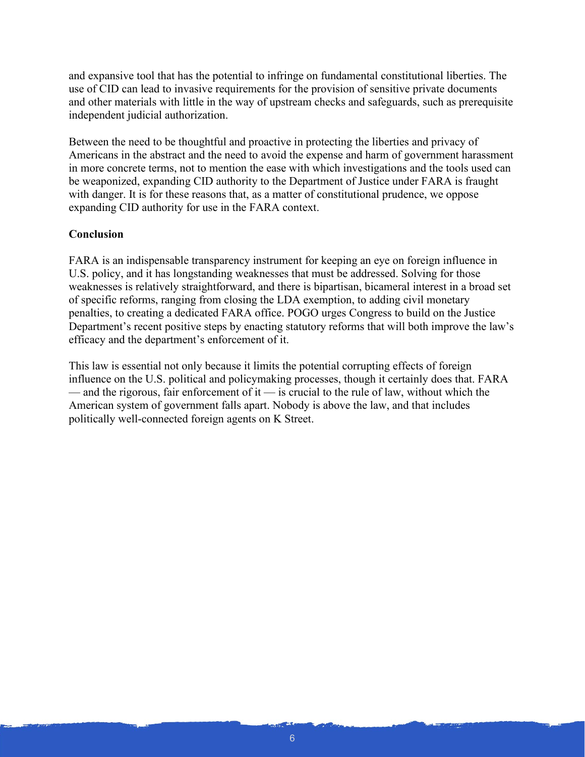and expansive tool that has the potential to infringe on fundamental constitutional liberties. The use of CID can lead to invasive requirements for the provision of sensitive private documents and other materials with little in the way of upstream checks and safeguards, such as prerequisite independent judicial authorization.

Between the need to be thoughtful and proactive in protecting the liberties and privacy of Americans in the abstract and the need to avoid the expense and harm of government harassment in more concrete terms, not to mention the ease with which investigations and the tools used can be weaponized, expanding CID authority to the Department of Justice under FARA is fraught with danger. It is for these reasons that, as a matter of constitutional prudence, we oppose expanding CID authority for use in the FARA context.

**Conclusion**

FARA is an indispensable transparency instrument for keeping an eye on foreign influence in U.S. policy, and it has longstanding weaknesses that must be addressed. Solving for those weaknesses is relatively straightforward, and there is bipartisan, bicameral interest in a broad set of specific reforms, ranging from closing the LDA exemption, to adding civil monetary penalties, to creating a dedicated FARA office. POGO urges Congress to build on the Justice Department's recent positive steps by enacting statutory reforms that will both improve the law's efficacy and the department's enforcement of it.

This law is essential not only because it limits the potential corrupting effects of foreign influence on the U.S. political and policymaking processes, though it certainly does that. FARA — and the rigorous, fair enforcement of it — is crucial to the rule of law, without which the American system of government falls apart. Nobody is above the law, and that includes politically well-connected foreign agents on K Street.